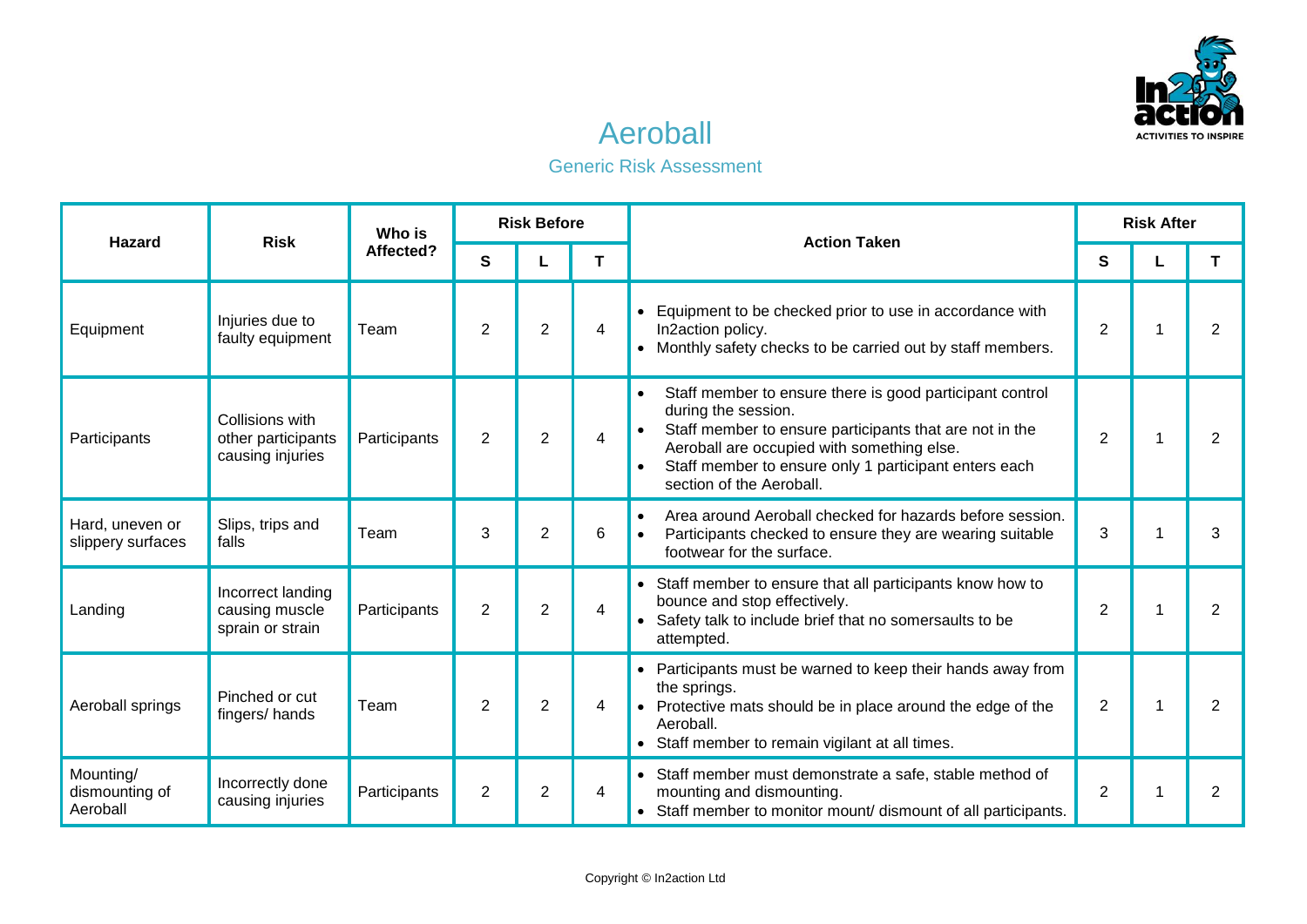# Aeroball

## Generic Risk Assessment

| Hazard | Risk | Who is Affected? | Risk Before | | | Action Taken | Risk After | | |
|---|---|---|---|---|---|---|---|---|---|
| | | | S | L | T | | S | L | T |
| Equipment | Injuries due to faulty equipment | Team | 2 | 2 | 4 | • Equipment to be checked prior to use in accordance with In2action policy.<br>• Monthly safety checks to be carried out by staff members. | 2 | 1 | 2 |
| Participants | Collisions with other participants causing injuries | Participants | 2 | 2 | 4 | • Staff member to ensure there is good participant control during the session.<br>• Staff member to ensure participants that are not in the Aeroball are occupied with something else.<br>• Staff member to ensure only 1 participant enters each section of the Aeroball. | 2 | 1 | 2 |
| Hard, uneven or slippery surfaces | Slips, trips and falls | Team | 3 | 2 | 6 | • Area around Aeroball checked for hazards before session.<br>• Participants checked to ensure they are wearing suitable footwear for the surface. | 3 | 1 | 3 |
| Landing | Incorrect landing causing muscle sprain or strain | Participants | 2 | 2 | 4 | • Staff member to ensure that all participants know how to bounce and stop effectively.<br>• Safety talk to include brief that no somersaults to be attempted. | 2 | 1 | 2 |
| Aeroball springs | Pinched or cut fingers/ hands | Team | 2 | 2 | 4 | • Participants must be warned to keep their hands away from the springs.<br>• Protective mats should be in place around the edge of the Aeroball.<br>• Staff member to remain vigilant at all times. | 2 | 1 | 2 |
| Mounting/ dismounting of Aeroball | Incorrectly done causing injuries | Participants | 2 | 2 | 4 | • Staff member must demonstrate a safe, stable method of mounting and dismounting.<br>• Staff member to monitor mount/ dismount of all participants. | 2 | 1 | 2 |

Copyright © In2action Ltd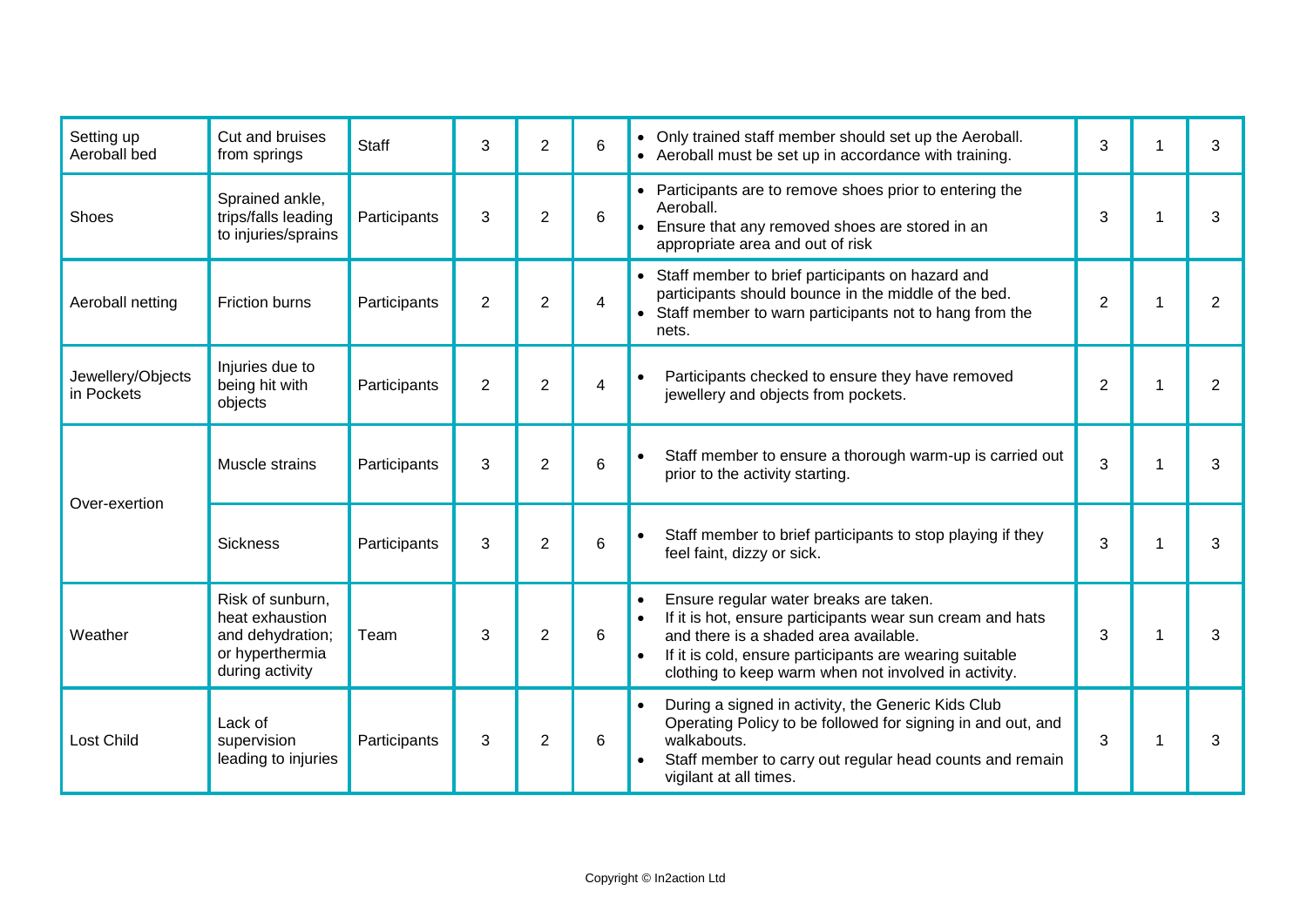| | | | | | | | | | |
|---|---|---|---|---|---|---|---|---|---|
| Setting up Aeroball bed | Cut and bruises from springs | Staff | 3 | 2 | 6 | • Only trained staff member should set up the Aeroball.<br>• Aeroball must be set up in accordance with training. | 3 | 1 | 3 |
| Shoes | Sprained ankle, trips/falls leading to injuries/sprains | Participants | 3 | 2 | 6 | • Participants are to remove shoes prior to entering the Aeroball.<br>• Ensure that any removed shoes are stored in an appropriate area and out of risk | 3 | 1 | 3 |
| Aeroball netting | Friction burns | Participants | 2 | 2 | 4 | • Staff member to brief participants on hazard and participants should bounce in the middle of the bed.<br>• Staff member to warn participants not to hang from the nets. | 2 | 1 | 2 |
| Jewellery/Objects in Pockets | Injuries due to being hit with objects | Participants | 2 | 2 | 4 | • Participants checked to ensure they have removed jewellery and objects from pockets. | 2 | 1 | 2 |
| Over-exertion | Muscle strains | Participants | 3 | 2 | 6 | • Staff member to ensure a thorough warm-up is carried out prior to the activity starting. | 3 | 1 | 3 |
| | Sickness | Participants | 3 | 2 | 6 | • Staff member to brief participants to stop playing if they feel faint, dizzy or sick. | 3 | 1 | 3 |
| Weather | Risk of sunburn, heat exhaustion and dehydration; or hyperthermia during activity | Team | 3 | 2 | 6 | • Ensure regular water breaks are taken.<br>• If it is hot, ensure participants wear sun cream and hats and there is a shaded area available.<br>• If it is cold, ensure participants are wearing suitable clothing to keep warm when not involved in activity. | 3 | 1 | 3 |
| Lost Child | Lack of supervision leading to injuries | Participants | 3 | 2 | 6 | • During a signed in activity, the Generic Kids Club Operating Policy to be followed for signing in and out, and walkabouts.<br>• Staff member to carry out regular head counts and remain vigilant at all times. | 3 | 1 | 3 |

Copyright © In2action Ltd